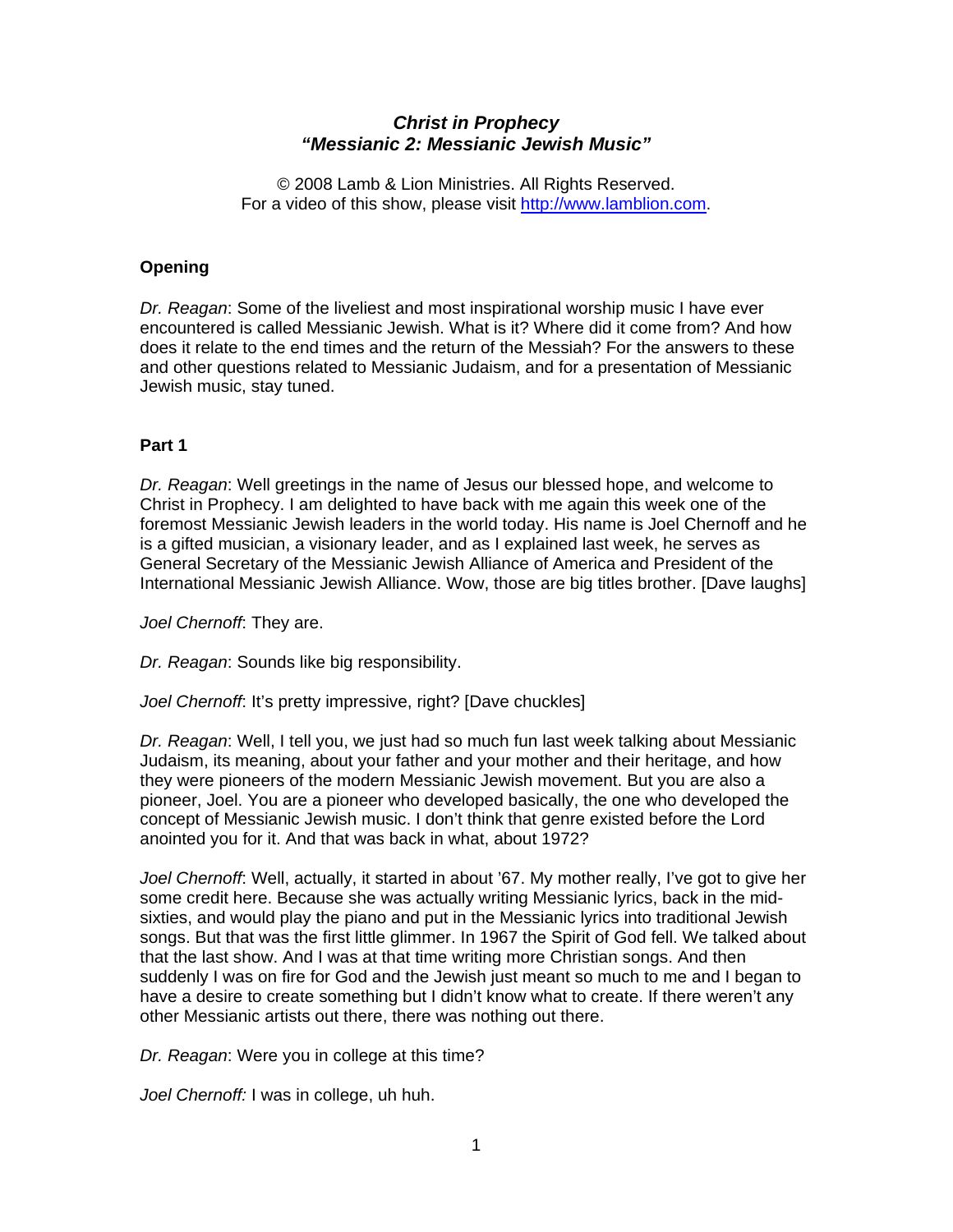***Christ in Prophecy***
***"Messianic 2: Messianic Jewish Music"***

© 2008 Lamb & Lion Ministries. All Rights Reserved.
For a video of this show, please visit http://www.lamblion.com.

**Opening**

*Dr. Reagan*: Some of the liveliest and most inspirational worship music I have ever encountered is called Messianic Jewish. What is it? Where did it come from? And how does it relate to the end times and the return of the Messiah? For the answers to these and other questions related to Messianic Judaism, and for a presentation of Messianic Jewish music, stay tuned.

**Part 1**

*Dr. Reagan*: Well greetings in the name of Jesus our blessed hope, and welcome to Christ in Prophecy. I am delighted to have back with me again this week one of the foremost Messianic Jewish leaders in the world today. His name is Joel Chernoff and he is a gifted musician, a visionary leader, and as I explained last week, he serves as General Secretary of the Messianic Jewish Alliance of America and President of the International Messianic Jewish Alliance. Wow, those are big titles brother. [Dave laughs]

*Joel Chernoff*: They are.

*Dr. Reagan*: Sounds like big responsibility.

*Joel Chernoff*: It's pretty impressive, right? [Dave chuckles]

*Dr. Reagan*: Well, I tell you, we just had so much fun last week talking about Messianic Judaism, its meaning, about your father and your mother and their heritage, and how they were pioneers of the modern Messianic Jewish movement. But you are also a pioneer, Joel. You are a pioneer who developed basically, the one who developed the concept of Messianic Jewish music. I don't think that genre existed before the Lord anointed you for it. And that was back in what, about 1972?

*Joel Chernoff*: Well, actually, it started in about '67. My mother really, I've got to give her some credit here. Because she was actually writing Messianic lyrics, back in the mid-sixties, and would play the piano and put in the Messianic lyrics into traditional Jewish songs. But that was the first little glimmer. In 1967 the Spirit of God fell. We talked about that the last show. And I was at that time writing more Christian songs. And then suddenly I was on fire for God and the Jewish just meant so much to me and I began to have a desire to create something but I didn't know what to create. If there weren't any other Messianic artists out there, there was nothing out there.

*Dr. Reagan*: Were you in college at this time?

*Joel Chernoff:* I was in college, uh huh.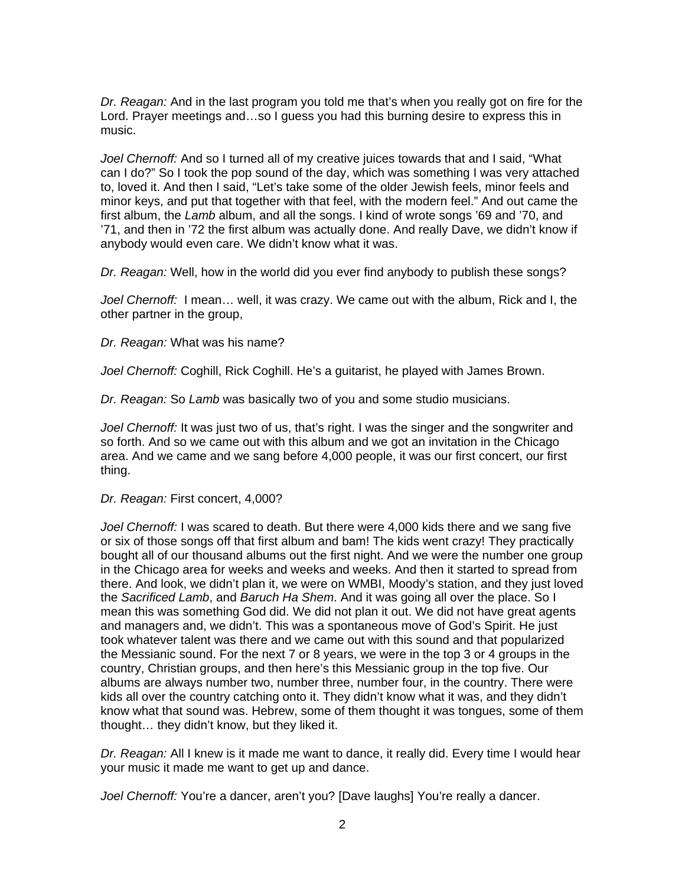*Dr. Reagan:* And in the last program you told me that's when you really got on fire for the Lord. Prayer meetings and…so I guess you had this burning desire to express this in music.

*Joel Chernoff:* And so I turned all of my creative juices towards that and I said, "What can I do?" So I took the pop sound of the day, which was something I was very attached to, loved it. And then I said, "Let's take some of the older Jewish feels, minor feels and minor keys, and put that together with that feel, with the modern feel." And out came the first album, the *Lamb* album, and all the songs. I kind of wrote songs '69 and '70, and '71, and then in '72 the first album was actually done. And really Dave, we didn't know if anybody would even care. We didn't know what it was.

*Dr. Reagan:* Well, how in the world did you ever find anybody to publish these songs?

*Joel Chernoff:* I mean… well, it was crazy. We came out with the album, Rick and I, the other partner in the group,

*Dr. Reagan:* What was his name?

*Joel Chernoff:* Coghill, Rick Coghill. He's a guitarist, he played with James Brown.

*Dr. Reagan:* So *Lamb* was basically two of you and some studio musicians.

*Joel Chernoff:* It was just two of us, that's right. I was the singer and the songwriter and so forth. And so we came out with this album and we got an invitation in the Chicago area. And we came and we sang before 4,000 people, it was our first concert, our first thing.

*Dr. Reagan:* First concert, 4,000?

*Joel Chernoff:* I was scared to death. But there were 4,000 kids there and we sang five or six of those songs off that first album and bam! The kids went crazy! They practically bought all of our thousand albums out the first night. And we were the number one group in the Chicago area for weeks and weeks and weeks. And then it started to spread from there. And look, we didn't plan it, we were on WMBI, Moody's station, and they just loved the *Sacrificed Lamb*, and *Baruch Ha Shem*. And it was going all over the place. So I mean this was something God did. We did not plan it out. We did not have great agents and managers and, we didn't. This was a spontaneous move of God's Spirit. He just took whatever talent was there and we came out with this sound and that popularized the Messianic sound. For the next 7 or 8 years, we were in the top 3 or 4 groups in the country, Christian groups, and then here's this Messianic group in the top five. Our albums are always number two, number three, number four, in the country. There were kids all over the country catching onto it. They didn't know what it was, and they didn't know what that sound was. Hebrew, some of them thought it was tongues, some of them thought… they didn't know, but they liked it.

*Dr. Reagan:* All I knew is it made me want to dance, it really did. Every time I would hear your music it made me want to get up and dance.

*Joel Chernoff:* You're a dancer, aren't you? [Dave laughs] You're really a dancer.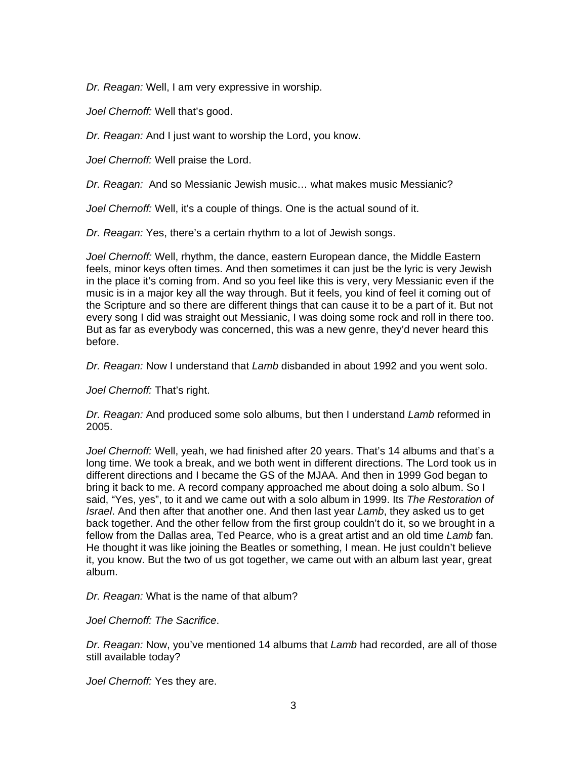*Dr. Reagan:* Well, I am very expressive in worship.

*Joel Chernoff:* Well that's good.

*Dr. Reagan:* And I just want to worship the Lord, you know.

*Joel Chernoff:* Well praise the Lord.

*Dr. Reagan:* And so Messianic Jewish music… what makes music Messianic?

*Joel Chernoff:* Well, it's a couple of things. One is the actual sound of it.

*Dr. Reagan:* Yes, there's a certain rhythm to a lot of Jewish songs.

*Joel Chernoff:* Well, rhythm, the dance, eastern European dance, the Middle Eastern feels, minor keys often times. And then sometimes it can just be the lyric is very Jewish in the place it's coming from. And so you feel like this is very, very Messianic even if the music is in a major key all the way through. But it feels, you kind of feel it coming out of the Scripture and so there are different things that can cause it to be a part of it. But not every song I did was straight out Messianic, I was doing some rock and roll in there too. But as far as everybody was concerned, this was a new genre, they'd never heard this before.

*Dr. Reagan:* Now I understand that *Lamb* disbanded in about 1992 and you went solo.

*Joel Chernoff:* That's right.

*Dr. Reagan:* And produced some solo albums, but then I understand *Lamb* reformed in 2005.

*Joel Chernoff:* Well, yeah, we had finished after 20 years. That's 14 albums and that's a long time. We took a break, and we both went in different directions. The Lord took us in different directions and I became the GS of the MJAA. And then in 1999 God began to bring it back to me. A record company approached me about doing a solo album. So I said, "Yes, yes", to it and we came out with a solo album in 1999. Its *The Restoration of Israel*. And then after that another one. And then last year *Lamb*, they asked us to get back together. And the other fellow from the first group couldn't do it, so we brought in a fellow from the Dallas area, Ted Pearce, who is a great artist and an old time *Lamb* fan. He thought it was like joining the Beatles or something, I mean. He just couldn't believe it, you know. But the two of us got together, we came out with an album last year, great album.

*Dr. Reagan:* What is the name of that album?

*Joel Chernoff: The Sacrifice*.

*Dr. Reagan:* Now, you've mentioned 14 albums that *Lamb* had recorded, are all of those still available today?

*Joel Chernoff:* Yes they are.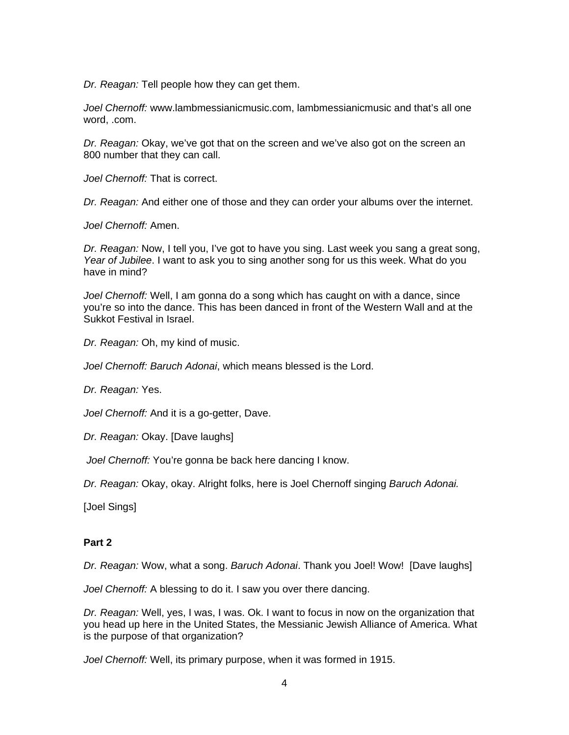*Dr. Reagan:* Tell people how they can get them.

*Joel Chernoff:* www.lambmessianicmusic.com, lambmessianicmusic and that's all one word, .com.

*Dr. Reagan:* Okay, we've got that on the screen and we've also got on the screen an 800 number that they can call.

*Joel Chernoff:* That is correct.

*Dr. Reagan:* And either one of those and they can order your albums over the internet.

*Joel Chernoff:* Amen.

*Dr. Reagan:* Now, I tell you, I've got to have you sing. Last week you sang a great song, *Year of Jubilee*. I want to ask you to sing another song for us this week. What do you have in mind?

*Joel Chernoff:* Well, I am gonna do a song which has caught on with a dance, since you're so into the dance. This has been danced in front of the Western Wall and at the Sukkot Festival in Israel.

*Dr. Reagan:* Oh, my kind of music.

*Joel Chernoff: Baruch Adonai*, which means blessed is the Lord.

*Dr. Reagan:* Yes.

*Joel Chernoff:* And it is a go-getter, Dave.

*Dr. Reagan:* Okay. [Dave laughs]

*Joel Chernoff:* You're gonna be back here dancing I know.

*Dr. Reagan:* Okay, okay. Alright folks, here is Joel Chernoff singing *Baruch Adonai.*

[Joel Sings]

**Part 2**

*Dr. Reagan:* Wow, what a song. *Baruch Adonai*. Thank you Joel! Wow! [Dave laughs]

*Joel Chernoff:* A blessing to do it. I saw you over there dancing.

*Dr. Reagan:* Well, yes, I was, I was. Ok. I want to focus in now on the organization that you head up here in the United States, the Messianic Jewish Alliance of America. What is the purpose of that organization?

*Joel Chernoff:* Well, its primary purpose, when it was formed in 1915.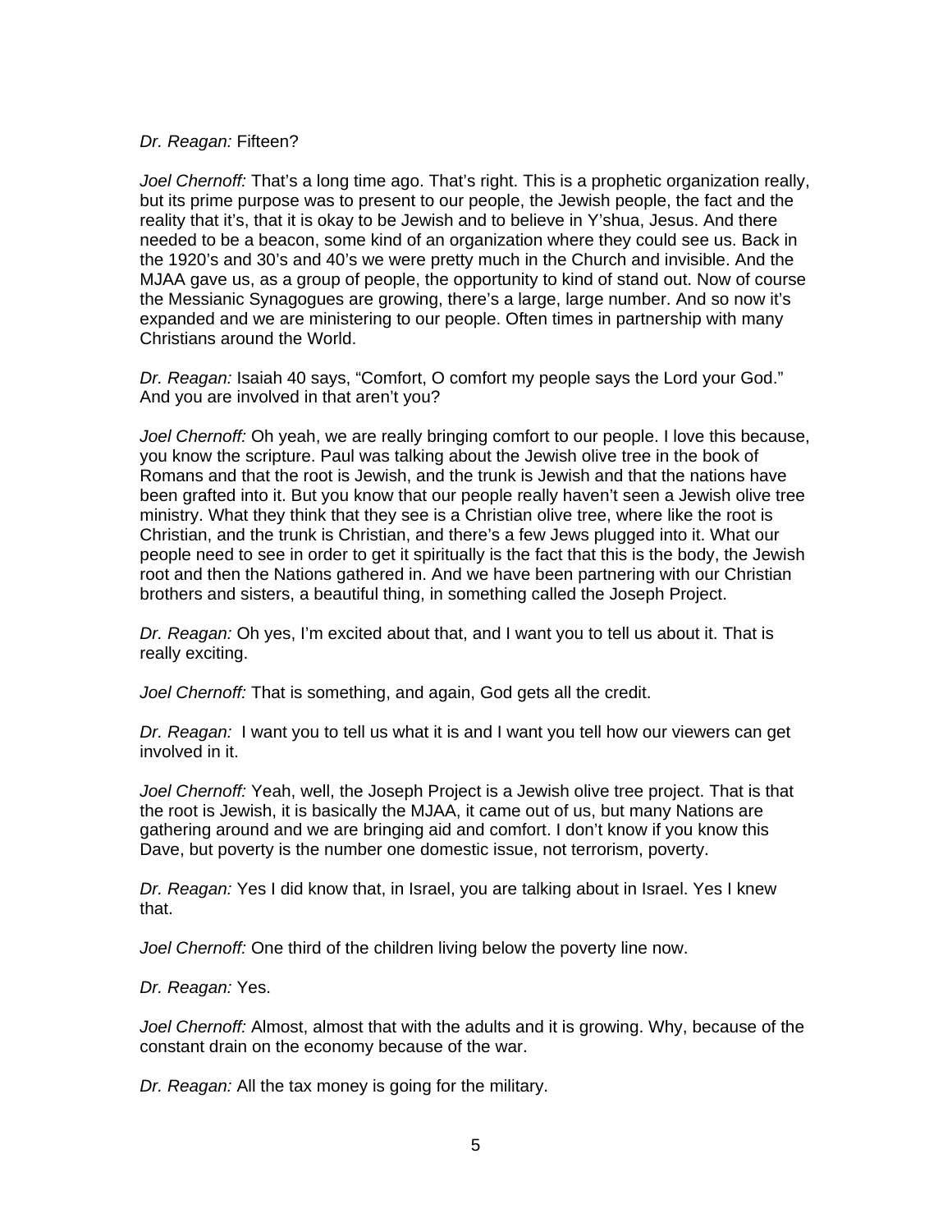*Dr. Reagan:* Fifteen?

*Joel Chernoff:* That's a long time ago. That's right. This is a prophetic organization really, but its prime purpose was to present to our people, the Jewish people, the fact and the reality that it's, that it is okay to be Jewish and to believe in Y'shua, Jesus. And there needed to be a beacon, some kind of an organization where they could see us. Back in the 1920's and 30's and 40's we were pretty much in the Church and invisible. And the MJAA gave us, as a group of people, the opportunity to kind of stand out. Now of course the Messianic Synagogues are growing, there's a large, large number. And so now it's expanded and we are ministering to our people. Often times in partnership with many Christians around the World.

*Dr. Reagan:* Isaiah 40 says, "Comfort, O comfort my people says the Lord your God." And you are involved in that aren't you?

*Joel Chernoff:* Oh yeah, we are really bringing comfort to our people. I love this because, you know the scripture. Paul was talking about the Jewish olive tree in the book of Romans and that the root is Jewish, and the trunk is Jewish and that the nations have been grafted into it. But you know that our people really haven't seen a Jewish olive tree ministry. What they think that they see is a Christian olive tree, where like the root is Christian, and the trunk is Christian, and there's a few Jews plugged into it. What our people need to see in order to get it spiritually is the fact that this is the body, the Jewish root and then the Nations gathered in. And we have been partnering with our Christian brothers and sisters, a beautiful thing, in something called the Joseph Project.

*Dr. Reagan:* Oh yes, I'm excited about that, and I want you to tell us about it. That is really exciting.

*Joel Chernoff:* That is something, and again, God gets all the credit.

*Dr. Reagan:* I want you to tell us what it is and I want you tell how our viewers can get involved in it.

*Joel Chernoff:* Yeah, well, the Joseph Project is a Jewish olive tree project. That is that the root is Jewish, it is basically the MJAA, it came out of us, but many Nations are gathering around and we are bringing aid and comfort. I don't know if you know this Dave, but poverty is the number one domestic issue, not terrorism, poverty.

*Dr. Reagan:* Yes I did know that, in Israel, you are talking about in Israel. Yes I knew that.

*Joel Chernoff:* One third of the children living below the poverty line now.

*Dr. Reagan:* Yes.

*Joel Chernoff:* Almost, almost that with the adults and it is growing. Why, because of the constant drain on the economy because of the war.

*Dr. Reagan:* All the tax money is going for the military.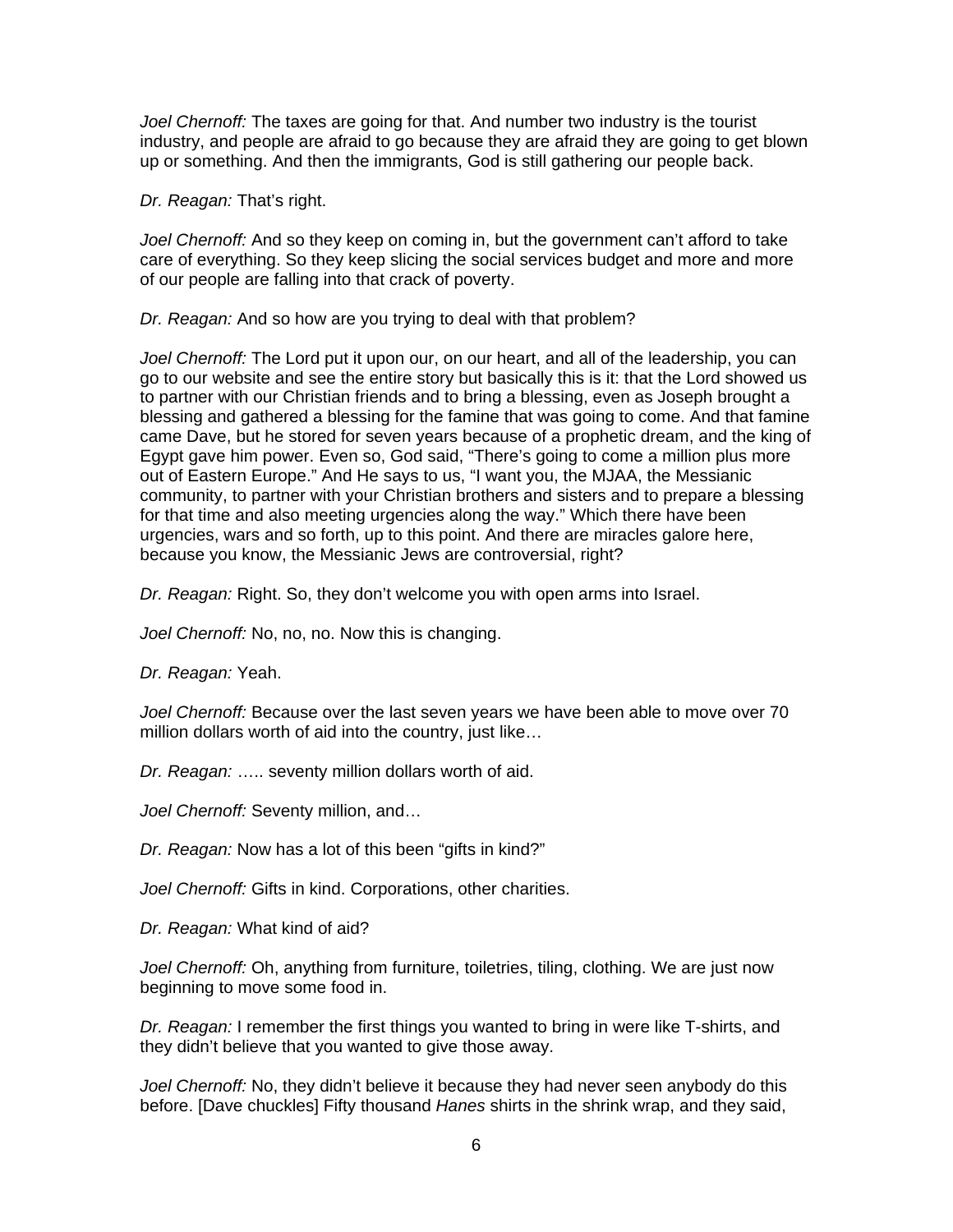*Joel Chernoff:* The taxes are going for that. And number two industry is the tourist industry, and people are afraid to go because they are afraid they are going to get blown up or something. And then the immigrants, God is still gathering our people back.

*Dr. Reagan:* That's right.

*Joel Chernoff:* And so they keep on coming in, but the government can't afford to take care of everything. So they keep slicing the social services budget and more and more of our people are falling into that crack of poverty.

*Dr. Reagan:* And so how are you trying to deal with that problem?

*Joel Chernoff:* The Lord put it upon our, on our heart, and all of the leadership, you can go to our website and see the entire story but basically this is it: that the Lord showed us to partner with our Christian friends and to bring a blessing, even as Joseph brought a blessing and gathered a blessing for the famine that was going to come. And that famine came Dave, but he stored for seven years because of a prophetic dream, and the king of Egypt gave him power. Even so, God said, "There's going to come a million plus more out of Eastern Europe." And He says to us, "I want you, the MJAA, the Messianic community, to partner with your Christian brothers and sisters and to prepare a blessing for that time and also meeting urgencies along the way." Which there have been urgencies, wars and so forth, up to this point. And there are miracles galore here, because you know, the Messianic Jews are controversial, right?

*Dr. Reagan:* Right. So, they don't welcome you with open arms into Israel.

*Joel Chernoff:* No, no, no. Now this is changing.

*Dr. Reagan:* Yeah.

*Joel Chernoff:* Because over the last seven years we have been able to move over 70 million dollars worth of aid into the country, just like…

*Dr. Reagan:* ….. seventy million dollars worth of aid.

*Joel Chernoff:* Seventy million, and…

*Dr. Reagan:* Now has a lot of this been "gifts in kind?"

*Joel Chernoff:* Gifts in kind. Corporations, other charities.

*Dr. Reagan:* What kind of aid?

*Joel Chernoff:* Oh, anything from furniture, toiletries, tiling, clothing. We are just now beginning to move some food in.

*Dr. Reagan:* I remember the first things you wanted to bring in were like T-shirts, and they didn't believe that you wanted to give those away.

*Joel Chernoff:* No, they didn't believe it because they had never seen anybody do this before. [Dave chuckles] Fifty thousand *Hanes* shirts in the shrink wrap, and they said,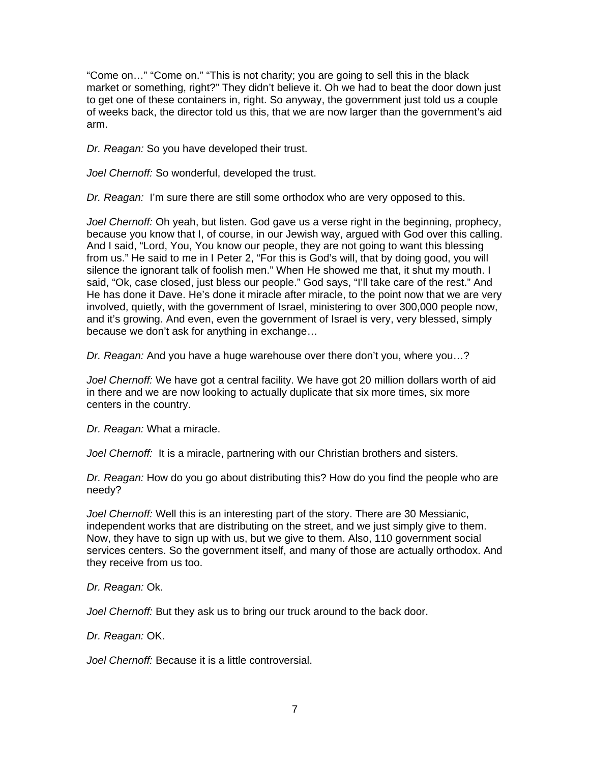“Come on…” “Come on.” “This is not charity; you are going to sell this in the black market or something, right?” They didn’t believe it. Oh we had to beat the door down just to get one of these containers in, right. So anyway, the government just told us a couple of weeks back, the director told us this, that we are now larger than the government’s aid arm.

*Dr. Reagan:* So you have developed their trust.

*Joel Chernoff:* So wonderful, developed the trust.

*Dr. Reagan:* I’m sure there are still some orthodox who are very opposed to this.

*Joel Chernoff:* Oh yeah, but listen. God gave us a verse right in the beginning, prophecy, because you know that I, of course, in our Jewish way, argued with God over this calling. And I said, “Lord, You, You know our people, they are not going to want this blessing from us.” He said to me in I Peter 2, “For this is God’s will, that by doing good, you will silence the ignorant talk of foolish men.” When He showed me that, it shut my mouth. I said, “Ok, case closed, just bless our people.” God says, “I’ll take care of the rest.” And He has done it Dave. He’s done it miracle after miracle, to the point now that we are very involved, quietly, with the government of Israel, ministering to over 300,000 people now, and it’s growing. And even, even the government of Israel is very, very blessed, simply because we don’t ask for anything in exchange…

*Dr. Reagan:* And you have a huge warehouse over there don’t you, where you…?

*Joel Chernoff:* We have got a central facility. We have got 20 million dollars worth of aid in there and we are now looking to actually duplicate that six more times, six more centers in the country.

*Dr. Reagan:* What a miracle.

*Joel Chernoff:* It is a miracle, partnering with our Christian brothers and sisters.

*Dr. Reagan:* How do you go about distributing this? How do you find the people who are needy?

*Joel Chernoff:* Well this is an interesting part of the story. There are 30 Messianic, independent works that are distributing on the street, and we just simply give to them. Now, they have to sign up with us, but we give to them. Also, 110 government social services centers. So the government itself, and many of those are actually orthodox. And they receive from us too.

*Dr. Reagan:* Ok.

*Joel Chernoff:* But they ask us to bring our truck around to the back door.

*Dr. Reagan:* OK.

*Joel Chernoff:* Because it is a little controversial.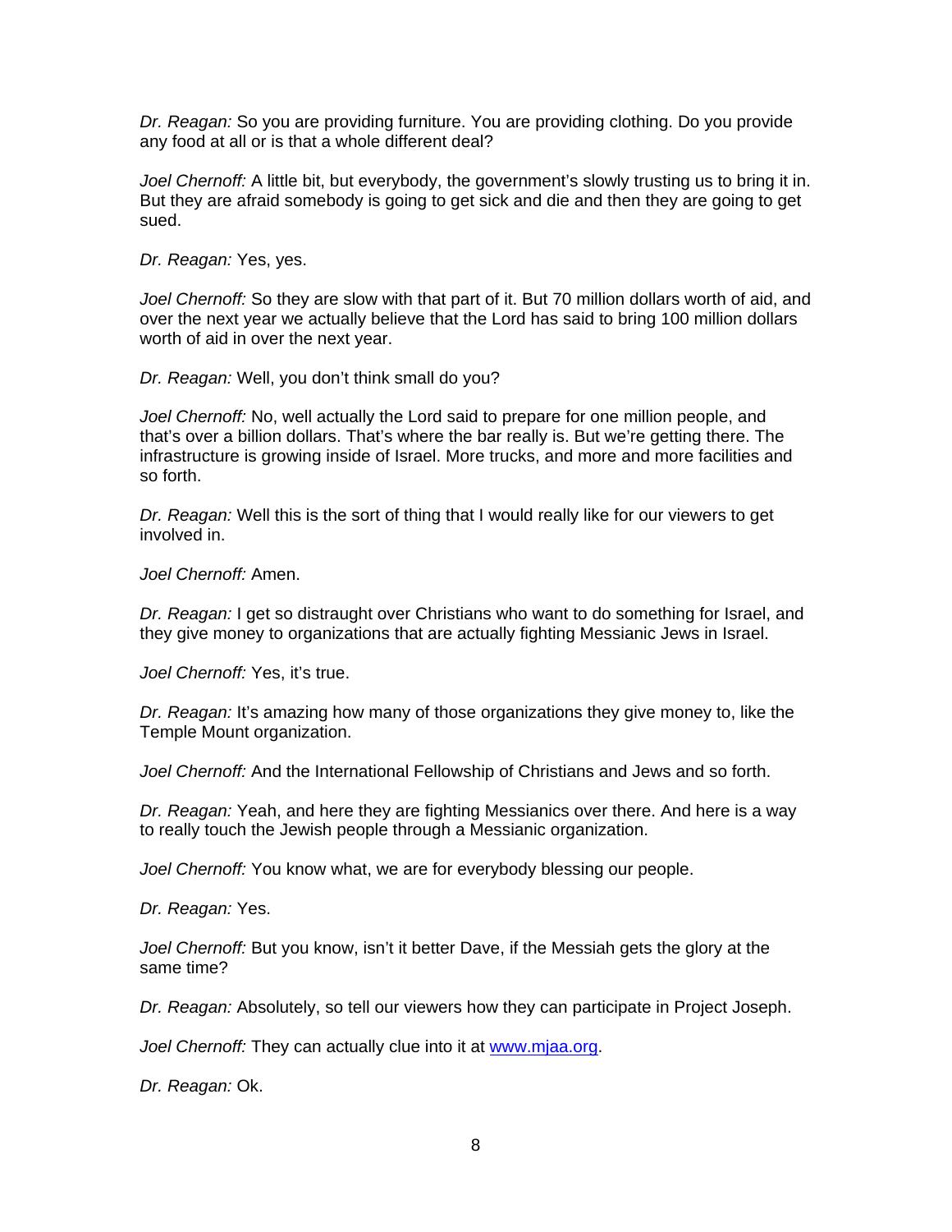*Dr. Reagan:* So you are providing furniture. You are providing clothing. Do you provide any food at all or is that a whole different deal?

*Joel Chernoff:* A little bit, but everybody, the government's slowly trusting us to bring it in. But they are afraid somebody is going to get sick and die and then they are going to get sued.

*Dr. Reagan:* Yes, yes.

*Joel Chernoff:* So they are slow with that part of it. But 70 million dollars worth of aid, and over the next year we actually believe that the Lord has said to bring 100 million dollars worth of aid in over the next year.

*Dr. Reagan:* Well, you don't think small do you?

*Joel Chernoff:* No, well actually the Lord said to prepare for one million people, and that's over a billion dollars. That's where the bar really is. But we're getting there. The infrastructure is growing inside of Israel. More trucks, and more and more facilities and so forth.

*Dr. Reagan:* Well this is the sort of thing that I would really like for our viewers to get involved in.

*Joel Chernoff:* Amen.

*Dr. Reagan:* I get so distraught over Christians who want to do something for Israel, and they give money to organizations that are actually fighting Messianic Jews in Israel.

*Joel Chernoff:* Yes, it's true.

*Dr. Reagan:* It's amazing how many of those organizations they give money to, like the Temple Mount organization.

*Joel Chernoff:* And the International Fellowship of Christians and Jews and so forth.

*Dr. Reagan:* Yeah, and here they are fighting Messianics over there. And here is a way to really touch the Jewish people through a Messianic organization.

*Joel Chernoff:* You know what, we are for everybody blessing our people.

*Dr. Reagan:* Yes.

*Joel Chernoff:* But you know, isn't it better Dave, if the Messiah gets the glory at the same time?

*Dr. Reagan:* Absolutely, so tell our viewers how they can participate in Project Joseph.

*Joel Chernoff:* They can actually clue into it at [www.mjaa.org](http://www.mjaa.org).

*Dr. Reagan:* Ok.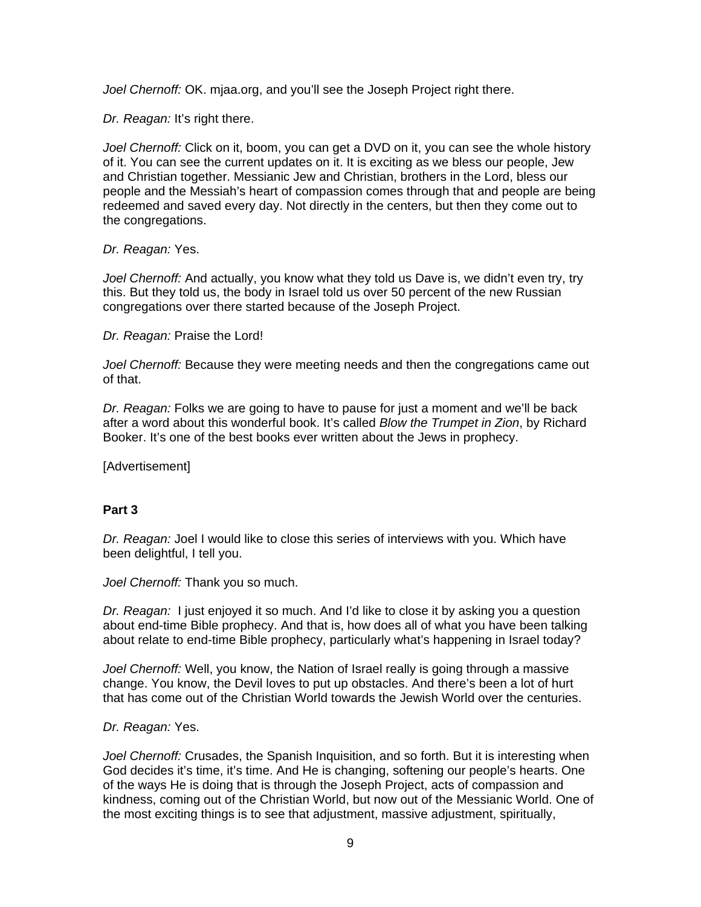*Joel Chernoff:* OK. mjaa.org, and you'll see the Joseph Project right there.

*Dr. Reagan:* It's right there.

*Joel Chernoff:* Click on it, boom, you can get a DVD on it, you can see the whole history of it. You can see the current updates on it. It is exciting as we bless our people, Jew and Christian together. Messianic Jew and Christian, brothers in the Lord, bless our people and the Messiah's heart of compassion comes through that and people are being redeemed and saved every day. Not directly in the centers, but then they come out to the congregations.

*Dr. Reagan:* Yes.

*Joel Chernoff:* And actually, you know what they told us Dave is, we didn't even try, try this. But they told us, the body in Israel told us over 50 percent of the new Russian congregations over there started because of the Joseph Project.

*Dr. Reagan:* Praise the Lord!

*Joel Chernoff:* Because they were meeting needs and then the congregations came out of that.

*Dr. Reagan:* Folks we are going to have to pause for just a moment and we'll be back after a word about this wonderful book. It's called *Blow the Trumpet in Zion*, by Richard Booker. It's one of the best books ever written about the Jews in prophecy.

[Advertisement]

**Part 3**

*Dr. Reagan:* Joel I would like to close this series of interviews with you. Which have been delightful, I tell you.

*Joel Chernoff:* Thank you so much.

*Dr. Reagan:* I just enjoyed it so much. And I'd like to close it by asking you a question about end-time Bible prophecy. And that is, how does all of what you have been talking about relate to end-time Bible prophecy, particularly what's happening in Israel today?

*Joel Chernoff:* Well, you know, the Nation of Israel really is going through a massive change. You know, the Devil loves to put up obstacles. And there's been a lot of hurt that has come out of the Christian World towards the Jewish World over the centuries.

*Dr. Reagan:* Yes.

*Joel Chernoff:* Crusades, the Spanish Inquisition, and so forth. But it is interesting when God decides it's time, it's time. And He is changing, softening our people's hearts. One of the ways He is doing that is through the Joseph Project, acts of compassion and kindness, coming out of the Christian World, but now out of the Messianic World. One of the most exciting things is to see that adjustment, massive adjustment, spiritually,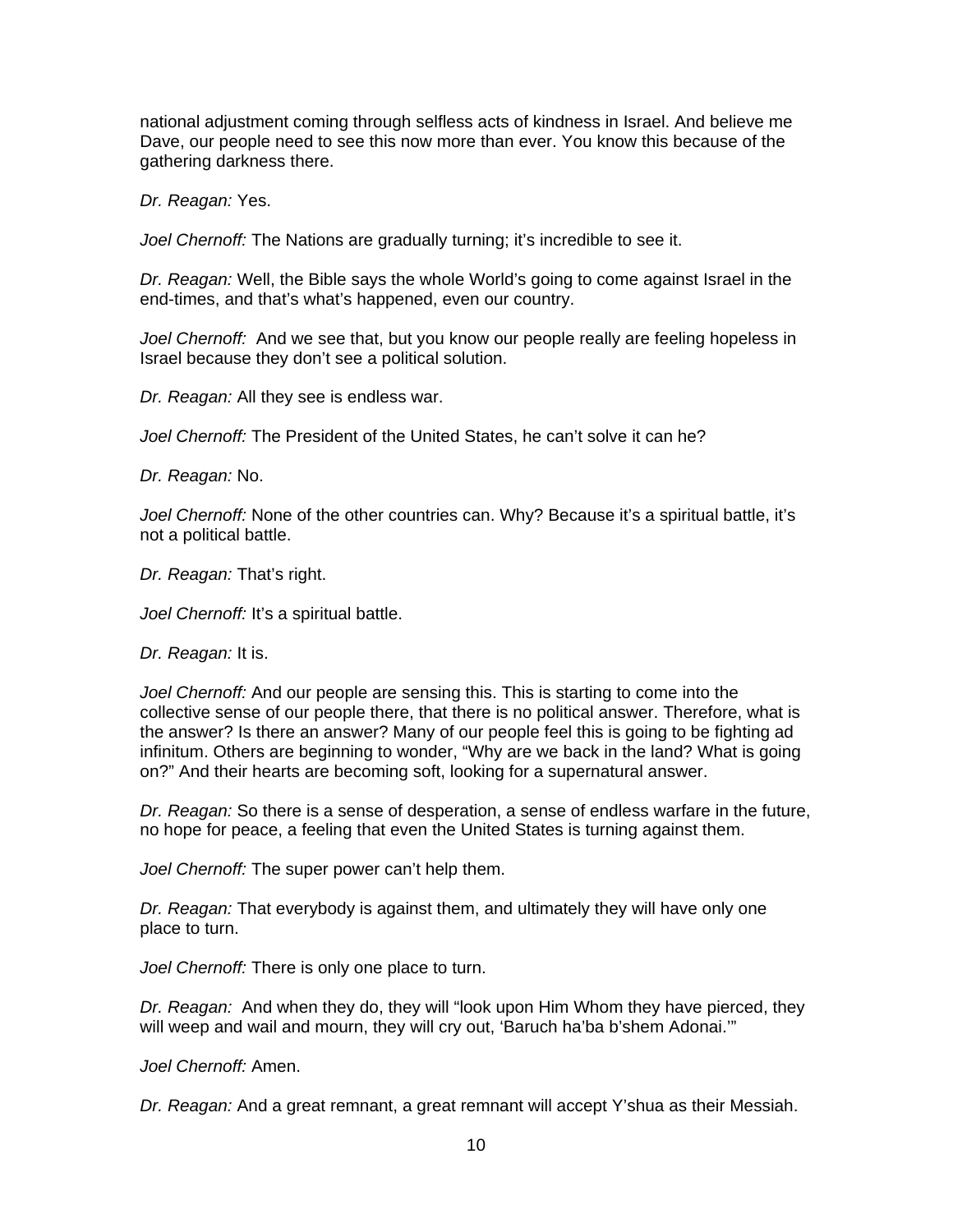national adjustment coming through selfless acts of kindness in Israel. And believe me Dave, our people need to see this now more than ever. You know this because of the gathering darkness there.

*Dr. Reagan:* Yes.

*Joel Chernoff:* The Nations are gradually turning; it's incredible to see it.

*Dr. Reagan:* Well, the Bible says the whole World's going to come against Israel in the end-times, and that's what's happened, even our country.

*Joel Chernoff:* And we see that, but you know our people really are feeling hopeless in Israel because they don't see a political solution.

*Dr. Reagan:* All they see is endless war.

*Joel Chernoff:* The President of the United States, he can't solve it can he?

*Dr. Reagan:* No.

*Joel Chernoff:* None of the other countries can. Why? Because it's a spiritual battle, it's not a political battle.

*Dr. Reagan:* That's right.

*Joel Chernoff:* It's a spiritual battle.

*Dr. Reagan:* It is.

*Joel Chernoff:* And our people are sensing this. This is starting to come into the collective sense of our people there, that there is no political answer. Therefore, what is the answer? Is there an answer? Many of our people feel this is going to be fighting ad infinitum. Others are beginning to wonder, "Why are we back in the land? What is going on?" And their hearts are becoming soft, looking for a supernatural answer.

*Dr. Reagan:* So there is a sense of desperation, a sense of endless warfare in the future, no hope for peace, a feeling that even the United States is turning against them.

*Joel Chernoff:* The super power can't help them.

*Dr. Reagan:* That everybody is against them, and ultimately they will have only one place to turn.

*Joel Chernoff:* There is only one place to turn.

*Dr. Reagan:* And when they do, they will "look upon Him Whom they have pierced, they will weep and wail and mourn, they will cry out, 'Baruch ha'ba b'shem Adonai.'"

*Joel Chernoff:* Amen.

*Dr. Reagan:* And a great remnant, a great remnant will accept Y'shua as their Messiah.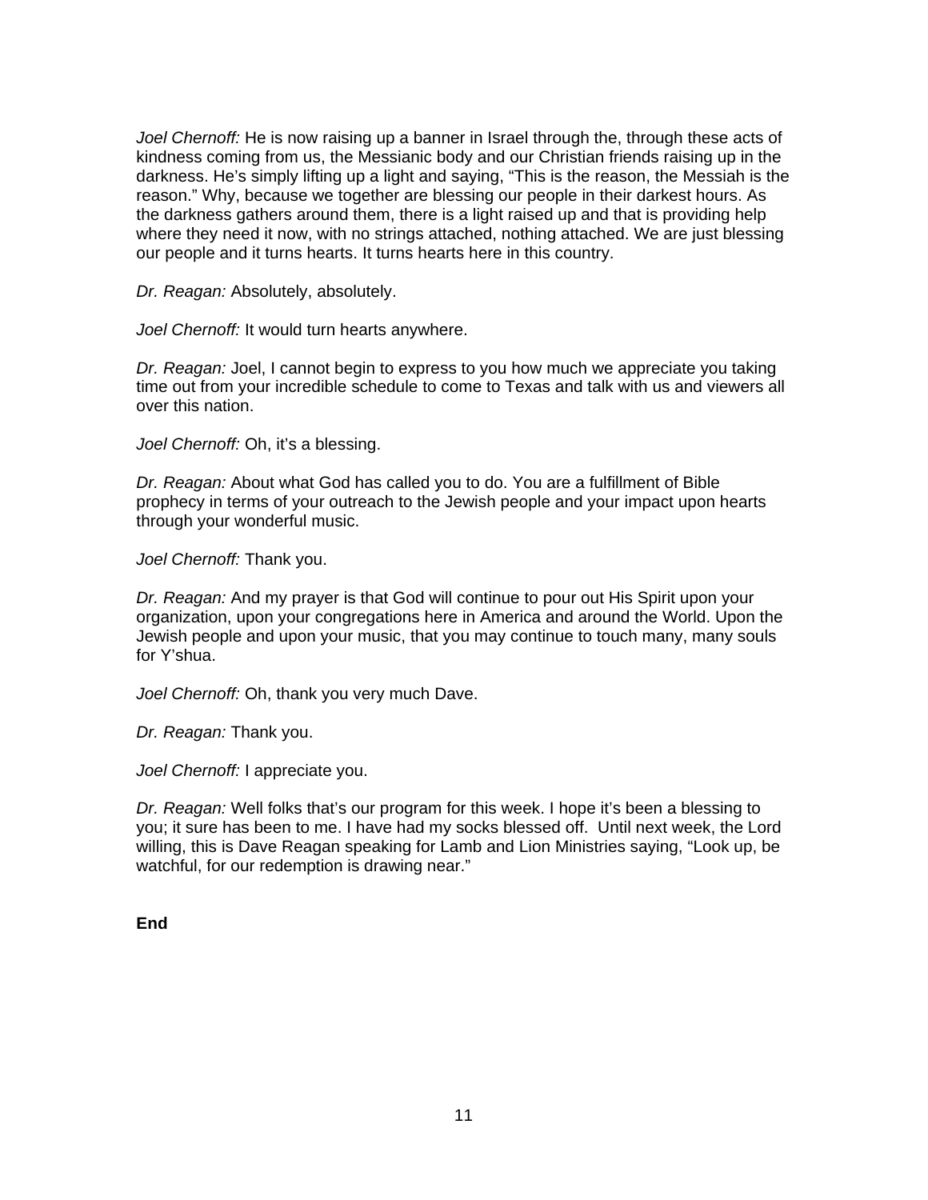*Joel Chernoff:* He is now raising up a banner in Israel through the, through these acts of kindness coming from us, the Messianic body and our Christian friends raising up in the darkness. He's simply lifting up a light and saying, "This is the reason, the Messiah is the reason." Why, because we together are blessing our people in their darkest hours. As the darkness gathers around them, there is a light raised up and that is providing help where they need it now, with no strings attached, nothing attached. We are just blessing our people and it turns hearts. It turns hearts here in this country.

*Dr. Reagan:* Absolutely, absolutely.

*Joel Chernoff:* It would turn hearts anywhere.

*Dr. Reagan:* Joel, I cannot begin to express to you how much we appreciate you taking time out from your incredible schedule to come to Texas and talk with us and viewers all over this nation.

*Joel Chernoff:* Oh, it's a blessing.

*Dr. Reagan:* About what God has called you to do. You are a fulfillment of Bible prophecy in terms of your outreach to the Jewish people and your impact upon hearts through your wonderful music.

*Joel Chernoff:* Thank you.

*Dr. Reagan:* And my prayer is that God will continue to pour out His Spirit upon your organization, upon your congregations here in America and around the World. Upon the Jewish people and upon your music, that you may continue to touch many, many souls for Y'shua.

*Joel Chernoff:* Oh, thank you very much Dave.

*Dr. Reagan:* Thank you.

*Joel Chernoff:* I appreciate you.

*Dr. Reagan:* Well folks that's our program for this week. I hope it's been a blessing to you; it sure has been to me. I have had my socks blessed off. Until next week, the Lord willing, this is Dave Reagan speaking for Lamb and Lion Ministries saying, "Look up, be watchful, for our redemption is drawing near."

**End**